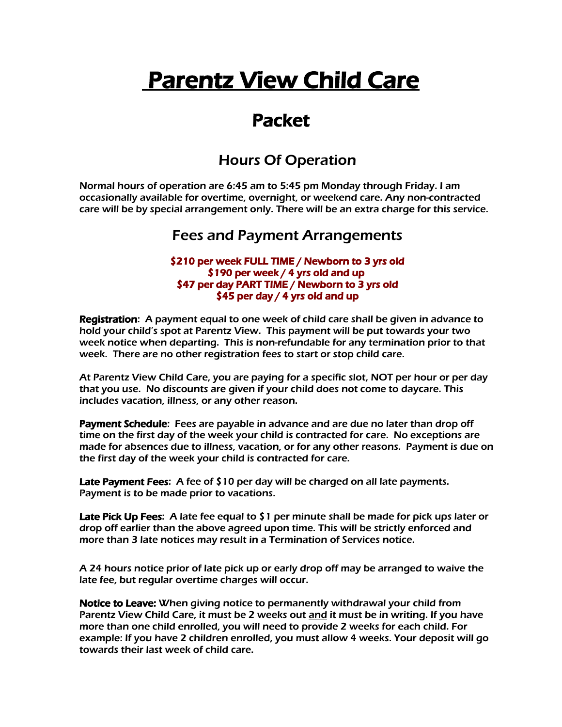# Parentz View Child Care

## Packet

### Hours Of Operation

Normal hours of operation are 6:45 am to 5:45 pm Monday through Friday. I am occasionally available for overtime, overnight, or weekend care. Any non-contracted care will be by special arrangement only. There will be an extra charge for this service.

### Fees and Payment Arrangements

**$210 per week FULL TIME / Newborn to 3 yrs old**
**$190 per week / 4 yrs old and up**
**$47 per day PART TIME / Newborn to 3 yrs old**
**$45 per day / 4 yrs old and up**

**Registration**: A payment equal to one week of child care shall be given in advance to hold your child's spot at Parentz View. This payment will be put towards your two week notice when departing. This is non-refundable for any termination prior to that week. There are no other registration fees to start or stop child care.

At Parentz View Child Care, you are paying for a specific slot, NOT per hour or per day that you use. No discounts are given if your child does not come to daycare. This includes vacation, illness, or any other reason.

**Payment Schedule**: Fees are payable in advance and are due no later than drop off time on the first day of the week your child is contracted for care. No exceptions are made for absences due to illness, vacation, or for any other reasons. Payment is due on the first day of the week your child is contracted for care.

**Late Payment Fees**: A fee of $10 per day will be charged on all late payments. Payment is to be made prior to vacations.

**Late Pick Up Fees**: A late fee equal to $1 per minute shall be made for pick ups later or drop off earlier than the above agreed upon time. This will be strictly enforced and more than 3 late notices may result in a Termination of Services notice.

A 24 hours notice prior of late pick up or early drop off may be arranged to waive the late fee, but regular overtime charges will occur.

**Notice to Leave:** When giving notice to permanently withdrawal your child from Parentz View Child Care, it must be 2 weeks out <u>and</u> it must be in writing. If you have more than one child enrolled, you will need to provide 2 weeks for each child. For example: If you have 2 children enrolled, you must allow 4 weeks. Your deposit will go towards their last week of child care.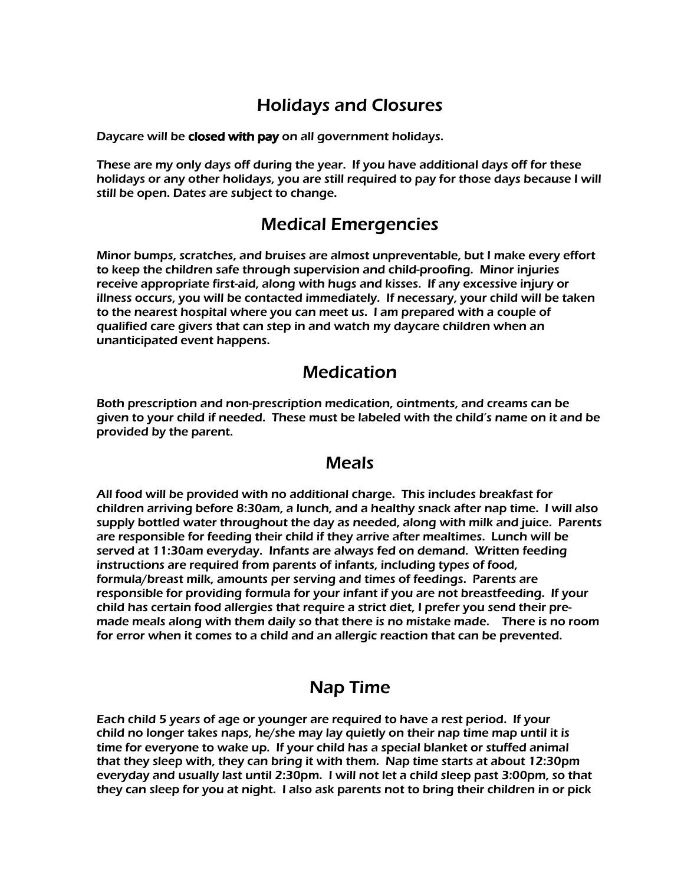## Holidays and Closures

Daycare will be **closed with pay** on all government holidays.

These are my only days off during the year. If you have additional days off for these holidays or any other holidays, you are still required to pay for those days because I will still be open. Dates are subject to change.

## Medical Emergencies

Minor bumps, scratches, and bruises are almost unpreventable, but I make every effort to keep the children safe through supervision and child-proofing. Minor injuries receive appropriate first-aid, along with hugs and kisses. If any excessive injury or illness occurs, you will be contacted immediately. If necessary, your child will be taken to the nearest hospital where you can meet us. I am prepared with a couple of qualified care givers that can step in and watch my daycare children when an unanticipated event happens.

## Medication

Both prescription and non-prescription medication, ointments, and creams can be given to your child if needed. These must be labeled with the child's name on it and be provided by the parent.

## Meals

All food will be provided with no additional charge. This includes breakfast for children arriving before 8:30am, a lunch, and a healthy snack after nap time. I will also supply bottled water throughout the day as needed, along with milk and juice. Parents are responsible for feeding their child if they arrive after mealtimes. Lunch will be served at 11:30am everyday. Infants are always fed on demand. Written feeding instructions are required from parents of infants, including types of food, formula/breast milk, amounts per serving and times of feedings. Parents are responsible for providing formula for your infant if you are not breastfeeding. If your child has certain food allergies that require a strict diet, I prefer you send their pre-made meals along with them daily so that there is no mistake made. There is no room for error when it comes to a child and an allergic reaction that can be prevented.

## Nap Time

Each child 5 years of age or younger are required to have a rest period. If your child no longer takes naps, he/she may lay quietly on their nap time map until it is time for everyone to wake up. If your child has a special blanket or stuffed animal that they sleep with, they can bring it with them. Nap time starts at about 12:30pm everyday and usually last until 2:30pm. I will not let a child sleep past 3:00pm, so that they can sleep for you at night. I also ask parents not to bring their children in or pick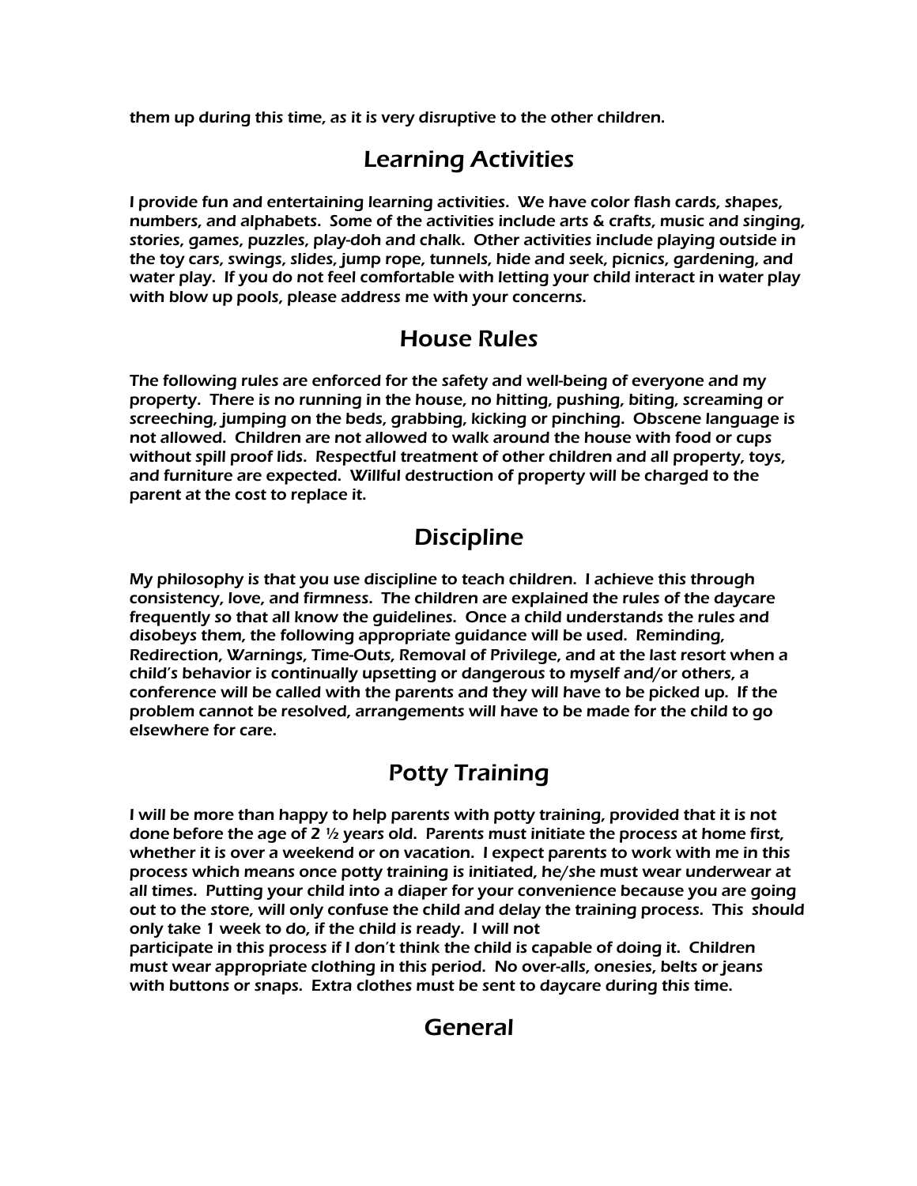them up during this time, as it is very disruptive to the other children.

## Learning Activities

I provide fun and entertaining learning activities. We have color flash cards, shapes, numbers, and alphabets. Some of the activities include arts & crafts, music and singing, stories, games, puzzles, play-doh and chalk. Other activities include playing outside in the toy cars, swings, slides, jump rope, tunnels, hide and seek, picnics, gardening, and water play. If you do not feel comfortable with letting your child interact in water play with blow up pools, please address me with your concerns.

## House Rules

The following rules are enforced for the safety and well-being of everyone and my property. There is no running in the house, no hitting, pushing, biting, screaming or screeching, jumping on the beds, grabbing, kicking or pinching. Obscene language is not allowed. Children are not allowed to walk around the house with food or cups without spill proof lids. Respectful treatment of other children and all property, toys, and furniture are expected. Willful destruction of property will be charged to the parent at the cost to replace it.

## Discipline

My philosophy is that you use discipline to teach children. I achieve this through consistency, love, and firmness. The children are explained the rules of the daycare frequently so that all know the guidelines. Once a child understands the rules and disobeys them, the following appropriate guidance will be used. Reminding, Redirection, Warnings, Time-Outs, Removal of Privilege, and at the last resort when a child's behavior is continually upsetting or dangerous to myself and/or others, a conference will be called with the parents and they will have to be picked up. If the problem cannot be resolved, arrangements will have to be made for the child to go elsewhere for care.

## Potty Training

I will be more than happy to help parents with potty training, provided that it is not done before the age of 2 ½ years old. Parents must initiate the process at home first, whether it is over a weekend or on vacation. I expect parents to work with me in this process which means once potty training is initiated, he/she must wear underwear at all times. Putting your child into a diaper for your convenience because you are going out to the store, will only confuse the child and delay the training process. This should only take 1 week to do, if the child is ready. I will not participate in this process if I don't think the child is capable of doing it. Children must wear appropriate clothing in this period. No over-alls, onesies, belts or jeans with buttons or snaps. Extra clothes must be sent to daycare during this time.

## General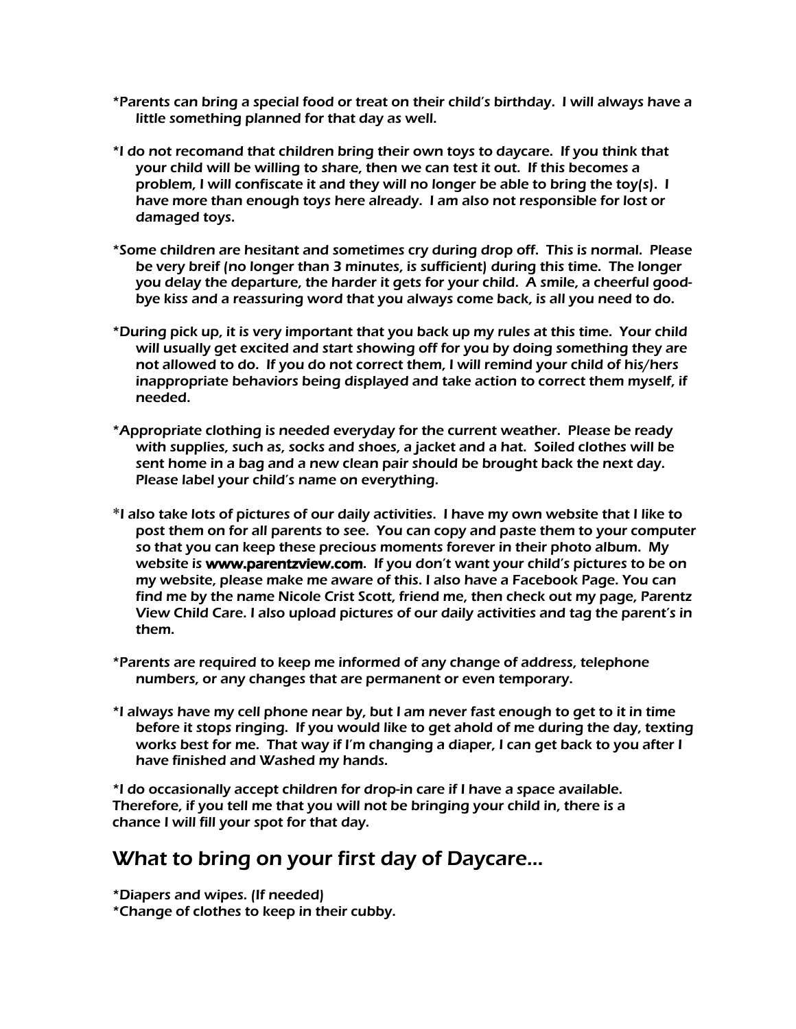*Parents can bring a special food or treat on their child's birthday. I will always have a little something planned for that day as well.

*I do not recomand that children bring their own toys to daycare. If you think that your child will be willing to share, then we can test it out. If this becomes a problem, I will confiscate it and they will no longer be able to bring the toy(s). I have more than enough toys here already. I am also not responsible for lost or damaged toys.

*Some children are hesitant and sometimes cry during drop off. This is normal. Please be very breif (no longer than 3 minutes, is sufficient) during this time. The longer you delay the departure, the harder it gets for your child. A smile, a cheerful good-bye kiss and a reassuring word that you always come back, is all you need to do.

*During pick up, it is very important that you back up my rules at this time. Your child will usually get excited and start showing off for you by doing something they are not allowed to do. If you do not correct them, I will remind your child of his/hers inappropriate behaviors being displayed and take action to correct them myself, if needed.

*Appropriate clothing is needed everyday for the current weather. Please be ready with supplies, such as, socks and shoes, a jacket and a hat. Soiled clothes will be sent home in a bag and a new clean pair should be brought back the next day. Please label your child's name on everything.

*I also take lots of pictures of our daily activities. I have my own website that I like to post them on for all parents to see. You can copy and paste them to your computer so that you can keep these precious moments forever in their photo album. My website is **www.parentzview.com**. If you don't want your child's pictures to be on my website, please make me aware of this. I also have a Facebook Page. You can find me by the name Nicole Crist Scott, friend me, then check out my page, Parentz View Child Care. I also upload pictures of our daily activities and tag the parent's in them.

*Parents are required to keep me informed of any change of address, telephone numbers, or any changes that are permanent or even temporary.

*I always have my cell phone near by, but I am never fast enough to get to it in time before it stops ringing. If you would like to get ahold of me during the day, texting works best for me. That way if I'm changing a diaper, I can get back to you after I have finished and Washed my hands.

*I do occasionally accept children for drop-in care if I have a space available. Therefore, if you tell me that you will not be bringing your child in, there is a chance I will fill your spot for that day.

## What to bring on your first day of Daycare...

*Diapers and wipes. (If needed)
*Change of clothes to keep in their cubby.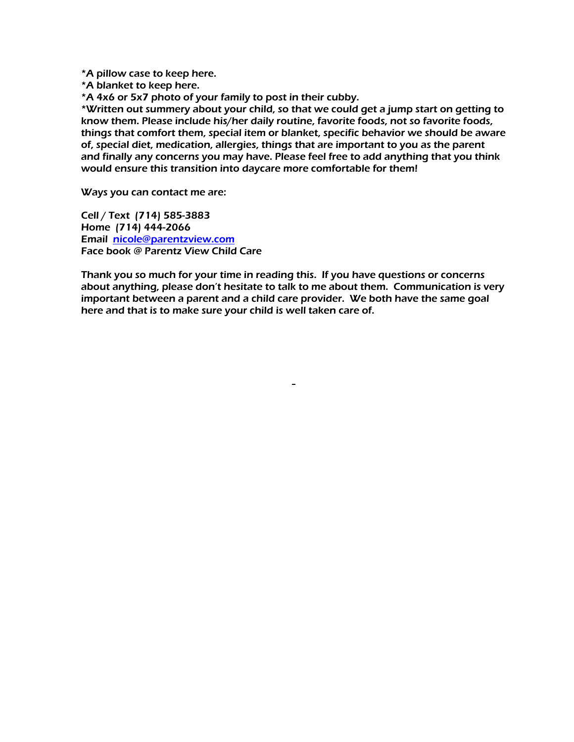*A pillow case to keep here.
*A blanket to keep here.
*A 4x6 or 5x7 photo of your family to post in their cubby.
*Written out summery about your child, so that we could get a jump start on getting to know them. Please include his/her daily routine, favorite foods, not so favorite foods, things that comfort them, special item or blanket, specific behavior we should be aware of, special diet, medication, allergies, things that are important to you as the parent and finally any concerns you may have. Please feel free to add anything that you think would ensure this transition into daycare more comfortable for them!

Ways you can contact me are:

Cell / Text (714) 585-3883
Home (714) 444-2066
Email [nicole@parentzview.com](mailto:nicole@parentzview.com)
Face book @ Parentz View Child Care

Thank you so much for your time in reading this. If you have questions or concerns about anything, please don't hesitate to talk to me about them. Communication is very important between a parent and a child care provider. We both have the same goal here and that is to make sure your child is well taken care of.